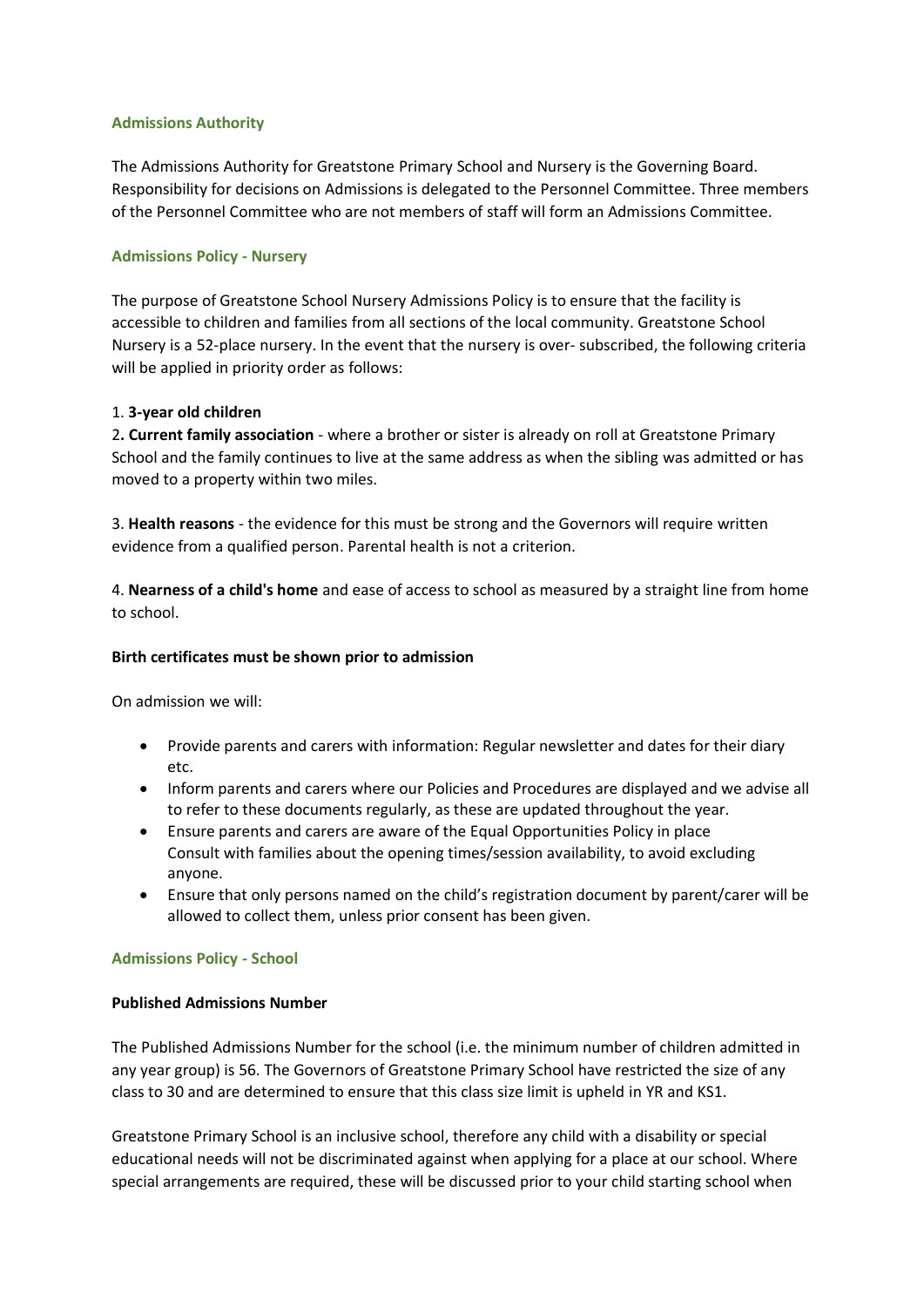## Admissions Authority

The Admissions Authority for Greatstone Primary School and Nursery is the Governing Board. Responsibility for decisions on Admissions is delegated to the Personnel Committee. Three members of the Personnel Committee who are not members of staff will form an Admissions Committee.

## Admissions Policy - Nursery

The purpose of Greatstone School Nursery Admissions Policy is to ensure that the facility is accessible to children and families from all sections of the local community. Greatstone School Nursery is a 52-place nursery. In the event that the nursery is over- subscribed, the following criteria will be applied in priority order as follows:

1. **3-year old children**
2. **Current family association** - where a brother or sister is already on roll at Greatstone Primary School and the family continues to live at the same address as when the sibling was admitted or has moved to a property within two miles.

3. **Health reasons** - the evidence for this must be strong and the Governors will require written evidence from a qualified person. Parental health is not a criterion.

4. **Nearness of a child's home** and ease of access to school as measured by a straight line from home to school.

**Birth certificates must be shown prior to admission**

On admission we will:

- Provide parents and carers with information: Regular newsletter and dates for their diary etc.
- Inform parents and carers where our Policies and Procedures are displayed and we advise all to refer to these documents regularly, as these are updated throughout the year.
- Ensure parents and carers are aware of the Equal Opportunities Policy in place Consult with families about the opening times/session availability, to avoid excluding anyone.
- Ensure that only persons named on the child's registration document by parent/carer will be allowed to collect them, unless prior consent has been given.

## Admissions Policy - School

**Published Admissions Number**

The Published Admissions Number for the school (i.e. the minimum number of children admitted in any year group) is 56. The Governors of Greatstone Primary School have restricted the size of any class to 30 and are determined to ensure that this class size limit is upheld in YR and KS1.

Greatstone Primary School is an inclusive school, therefore any child with a disability or special educational needs will not be discriminated against when applying for a place at our school. Where special arrangements are required, these will be discussed prior to your child starting school when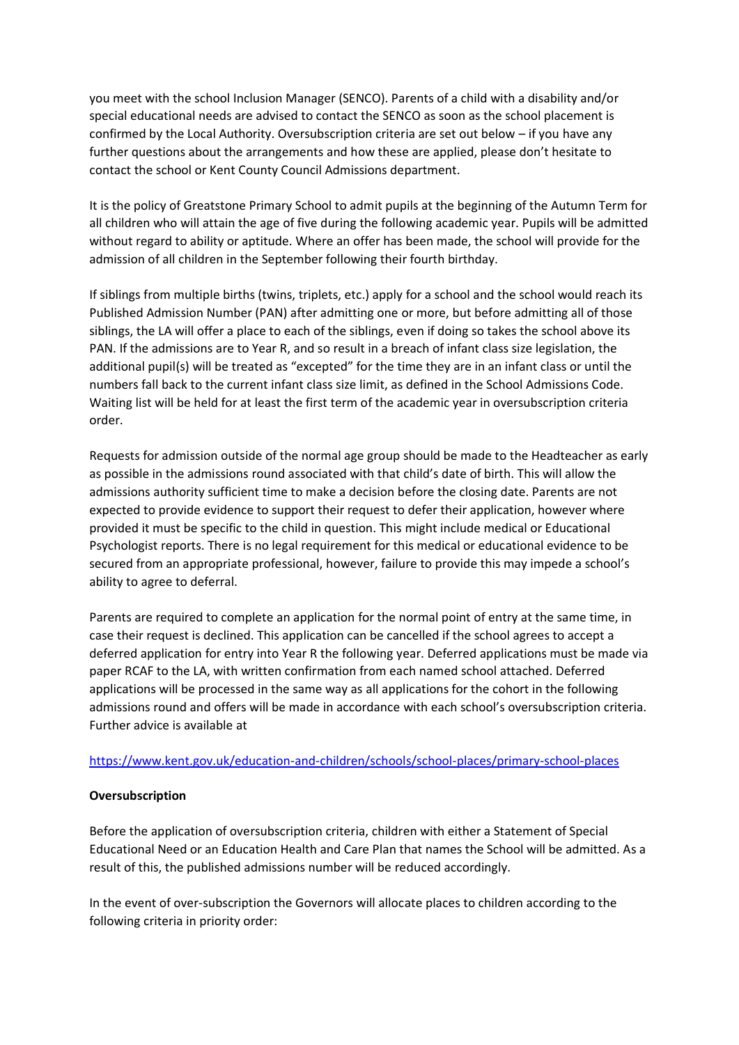you meet with the school Inclusion Manager (SENCO). Parents of a child with a disability and/or special educational needs are advised to contact the SENCO as soon as the school placement is confirmed by the Local Authority. Oversubscription criteria are set out below – if you have any further questions about the arrangements and how these are applied, please don't hesitate to contact the school or Kent County Council Admissions department.

It is the policy of Greatstone Primary School to admit pupils at the beginning of the Autumn Term for all children who will attain the age of five during the following academic year. Pupils will be admitted without regard to ability or aptitude. Where an offer has been made, the school will provide for the admission of all children in the September following their fourth birthday.

If siblings from multiple births (twins, triplets, etc.) apply for a school and the school would reach its Published Admission Number (PAN) after admitting one or more, but before admitting all of those siblings, the LA will offer a place to each of the siblings, even if doing so takes the school above its PAN. If the admissions are to Year R, and so result in a breach of infant class size legislation, the additional pupil(s) will be treated as "excepted" for the time they are in an infant class or until the numbers fall back to the current infant class size limit, as defined in the School Admissions Code. Waiting list will be held for at least the first term of the academic year in oversubscription criteria order.

Requests for admission outside of the normal age group should be made to the Headteacher as early as possible in the admissions round associated with that child's date of birth. This will allow the admissions authority sufficient time to make a decision before the closing date. Parents are not expected to provide evidence to support their request to defer their application, however where provided it must be specific to the child in question. This might include medical or Educational Psychologist reports. There is no legal requirement for this medical or educational evidence to be secured from an appropriate professional, however, failure to provide this may impede a school's ability to agree to deferral.

Parents are required to complete an application for the normal point of entry at the same time, in case their request is declined. This application can be cancelled if the school agrees to accept a deferred application for entry into Year R the following year. Deferred applications must be made via paper RCAF to the LA, with written confirmation from each named school attached. Deferred applications will be processed in the same way as all applications for the cohort in the following admissions round and offers will be made in accordance with each school's oversubscription criteria. Further advice is available at

https://www.kent.gov.uk/education-and-children/schools/school-places/primary-school-places

**Oversubscription**

Before the application of oversubscription criteria, children with either a Statement of Special Educational Need or an Education Health and Care Plan that names the School will be admitted. As a result of this, the published admissions number will be reduced accordingly.

In the event of over-subscription the Governors will allocate places to children according to the following criteria in priority order: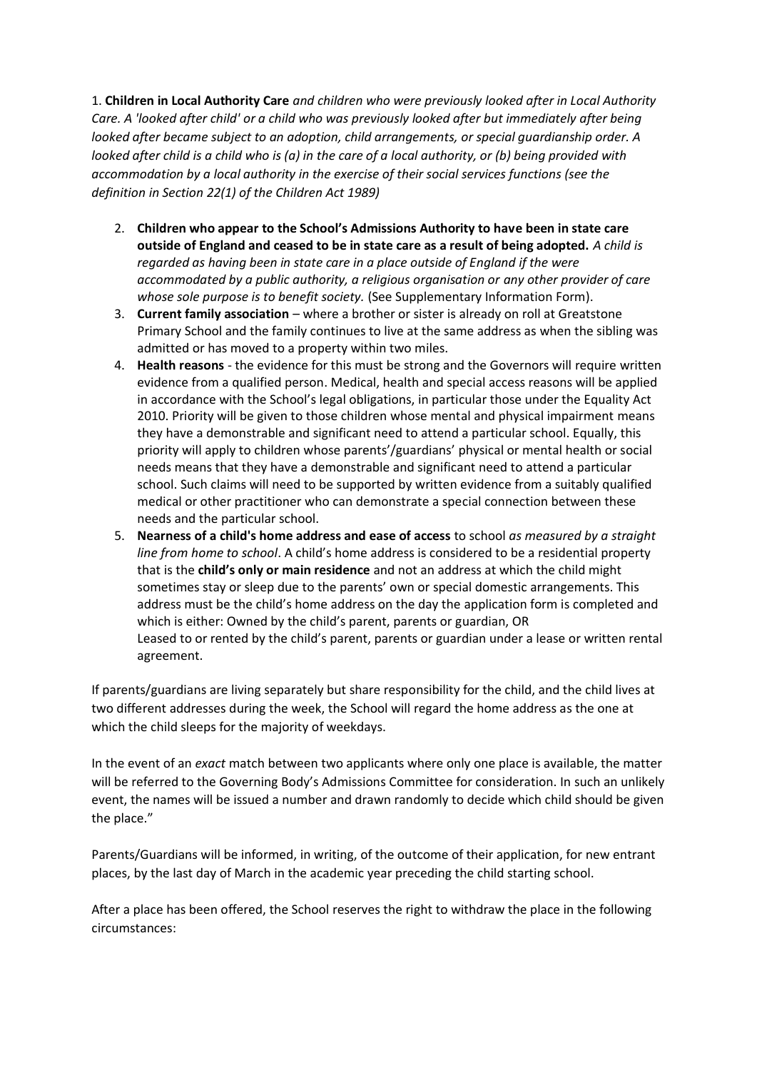1. **Children in Local Authority Care** *and children who were previously looked after in Local Authority Care. A 'looked after child' or a child who was previously looked after but immediately after being looked after became subject to an adoption, child arrangements, or special guardianship order. A looked after child is a child who is (a) in the care of a local authority, or (b) being provided with accommodation by a local authority in the exercise of their social services functions (see the definition in Section 22(1) of the Children Act 1989)*

2. **Children who appear to the School's Admissions Authority to have been in state care outside of England and ceased to be in state care as a result of being adopted.** *A child is regarded as having been in state care in a place outside of England if the were accommodated by a public authority, a religious organisation or any other provider of care whose sole purpose is to benefit society.* (See Supplementary Information Form).
3. **Current family association** – where a brother or sister is already on roll at Greatstone Primary School and the family continues to live at the same address as when the sibling was admitted or has moved to a property within two miles.
4. **Health reasons** - the evidence for this must be strong and the Governors will require written evidence from a qualified person. Medical, health and special access reasons will be applied in accordance with the School's legal obligations, in particular those under the Equality Act 2010. Priority will be given to those children whose mental and physical impairment means they have a demonstrable and significant need to attend a particular school. Equally, this priority will apply to children whose parents'/guardians' physical or mental health or social needs means that they have a demonstrable and significant need to attend a particular school. Such claims will need to be supported by written evidence from a suitably qualified medical or other practitioner who can demonstrate a special connection between these needs and the particular school.
5. **Nearness of a child's home address and ease of access** to school *as measured by a straight line from home to school*. A child's home address is considered to be a residential property that is the **child's only or main residence** and not an address at which the child might sometimes stay or sleep due to the parents' own or special domestic arrangements. This address must be the child's home address on the day the application form is completed and which is either: Owned by the child's parent, parents or guardian, OR
Leased to or rented by the child's parent, parents or guardian under a lease or written rental agreement.

If parents/guardians are living separately but share responsibility for the child, and the child lives at two different addresses during the week, the School will regard the home address as the one at which the child sleeps for the majority of weekdays.

In the event of an *exact* match between two applicants where only one place is available, the matter will be referred to the Governing Body's Admissions Committee for consideration. In such an unlikely event, the names will be issued a number and drawn randomly to decide which child should be given the place."

Parents/Guardians will be informed, in writing, of the outcome of their application, for new entrant places, by the last day of March in the academic year preceding the child starting school.

After a place has been offered, the School reserves the right to withdraw the place in the following circumstances: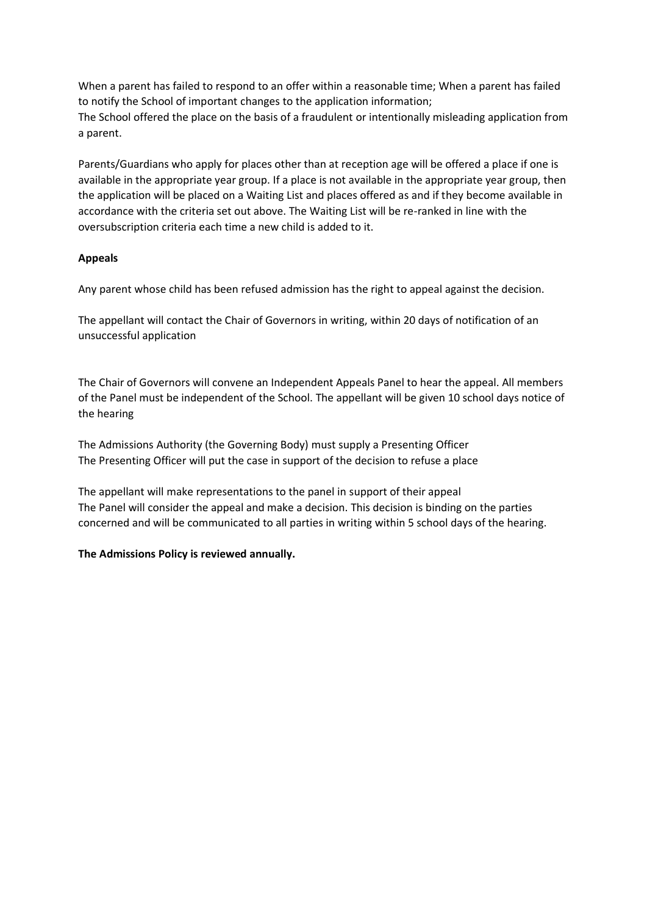When a parent has failed to respond to an offer within a reasonable time; When a parent has failed to notify the School of important changes to the application information;
The School offered the place on the basis of a fraudulent or intentionally misleading application from a parent.

Parents/Guardians who apply for places other than at reception age will be offered a place if one is available in the appropriate year group. If a place is not available in the appropriate year group, then the application will be placed on a Waiting List and places offered as and if they become available in accordance with the criteria set out above. The Waiting List will be re-ranked in line with the oversubscription criteria each time a new child is added to it.

**Appeals**

Any parent whose child has been refused admission has the right to appeal against the decision.

The appellant will contact the Chair of Governors in writing, within 20 days of notification of an unsuccessful application

The Chair of Governors will convene an Independent Appeals Panel to hear the appeal. All members of the Panel must be independent of the School. The appellant will be given 10 school days notice of the hearing

The Admissions Authority (the Governing Body) must supply a Presenting Officer
The Presenting Officer will put the case in support of the decision to refuse a place

The appellant will make representations to the panel in support of their appeal
The Panel will consider the appeal and make a decision. This decision is binding on the parties concerned and will be communicated to all parties in writing within 5 school days of the hearing.

**The Admissions Policy is reviewed annually.**